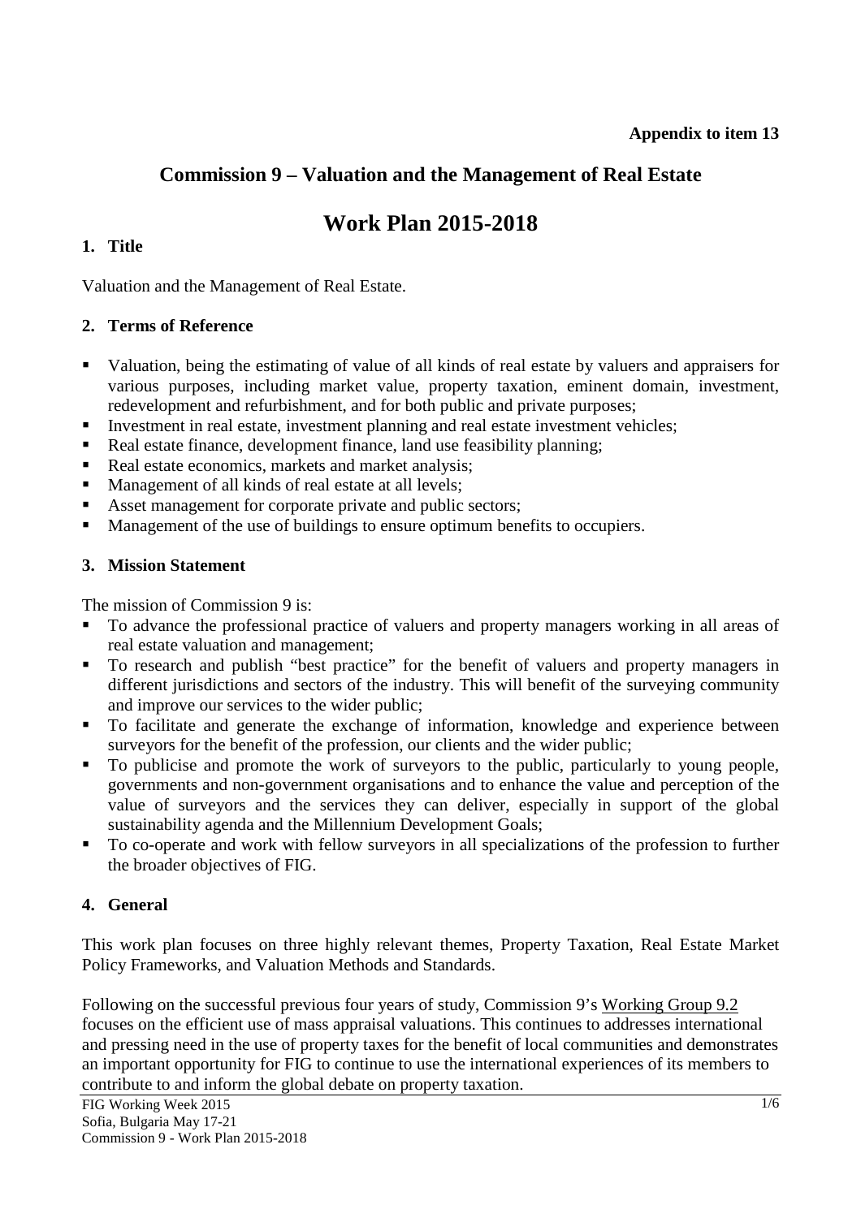**Appendix to item 13**

# Commission 9 – Valuation and the Management of Real Estate

# Work Plan 2015-2018

## 1. Title

Valuation and the Management of Real Estate.

## 2. Terms of Reference

- Valuation, being the estimating of value of all kinds of real estate by valuers and appraisers for various purposes, including market value, property taxation, eminent domain, investment, redevelopment and refurbishment, and for both public and private purposes;
- Investment in real estate, investment planning and real estate investment vehicles;
- Real estate finance, development finance, land use feasibility planning;
- Real estate economics, markets and market analysis;
- Management of all kinds of real estate at all levels;
- Asset management for corporate private and public sectors;
- Management of the use of buildings to ensure optimum benefits to occupiers.

## 3. Mission Statement

The mission of Commission 9 is:

- To advance the professional practice of valuers and property managers working in all areas of real estate valuation and management;
- To research and publish "best practice" for the benefit of valuers and property managers in different jurisdictions and sectors of the industry. This will benefit of the surveying community and improve our services to the wider public;
- To facilitate and generate the exchange of information, knowledge and experience between surveyors for the benefit of the profession, our clients and the wider public;
- To publicise and promote the work of surveyors to the public, particularly to young people, governments and non-government organisations and to enhance the value and perception of the value of surveyors and the services they can deliver, especially in support of the global sustainability agenda and the Millennium Development Goals;
- To co-operate and work with fellow surveyors in all specializations of the profession to further the broader objectives of FIG.

## 4. General

This work plan focuses on three highly relevant themes, Property Taxation, Real Estate Market Policy Frameworks, and Valuation Methods and Standards.

Following on the successful previous four years of study, Commission 9's Working Group 9.2 focuses on the efficient use of mass appraisal valuations. This continues to addresses international and pressing need in the use of property taxes for the benefit of local communities and demonstrates an important opportunity for FIG to continue to use the international experiences of its members to contribute to and inform the global debate on property taxation.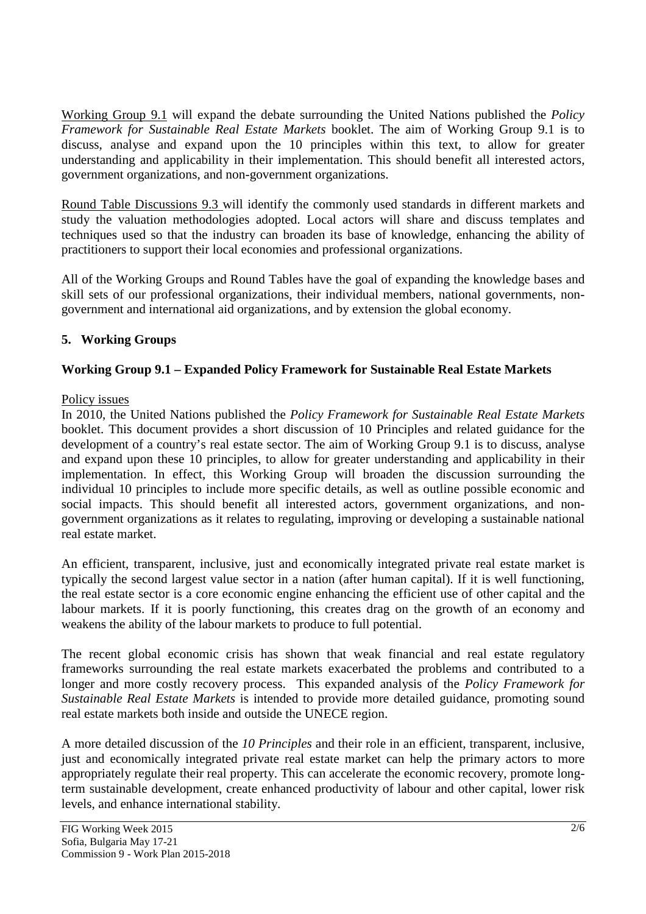Working Group 9.1 will expand the debate surrounding the United Nations published the *Policy Framework for Sustainable Real Estate Markets* booklet. The aim of Working Group 9.1 is to discuss, analyse and expand upon the 10 principles within this text, to allow for greater understanding and applicability in their implementation. This should benefit all interested actors, government organizations, and non-government organizations.

Round Table Discussions 9.3 will identify the commonly used standards in different markets and study the valuation methodologies adopted. Local actors will share and discuss templates and techniques used so that the industry can broaden its base of knowledge, enhancing the ability of practitioners to support their local economies and professional organizations.

All of the Working Groups and Round Tables have the goal of expanding the knowledge bases and skill sets of our professional organizations, their individual members, national governments, non-government and international aid organizations, and by extension the global economy.

## 5. Working Groups

### Working Group 9.1 – Expanded Policy Framework for Sustainable Real Estate Markets

Policy issues

In 2010, the United Nations published the *Policy Framework for Sustainable Real Estate Markets* booklet. This document provides a short discussion of 10 Principles and related guidance for the development of a country's real estate sector. The aim of Working Group 9.1 is to discuss, analyse and expand upon these 10 principles, to allow for greater understanding and applicability in their implementation. In effect, this Working Group will broaden the discussion surrounding the individual 10 principles to include more specific details, as well as outline possible economic and social impacts. This should benefit all interested actors, government organizations, and non-government organizations as it relates to regulating, improving or developing a sustainable national real estate market.

An efficient, transparent, inclusive, just and economically integrated private real estate market is typically the second largest value sector in a nation (after human capital). If it is well functioning, the real estate sector is a core economic engine enhancing the efficient use of other capital and the labour markets. If it is poorly functioning, this creates drag on the growth of an economy and weakens the ability of the labour markets to produce to full potential.

The recent global economic crisis has shown that weak financial and real estate regulatory frameworks surrounding the real estate markets exacerbated the problems and contributed to a longer and more costly recovery process. This expanded analysis of the *Policy Framework for Sustainable Real Estate Markets* is intended to provide more detailed guidance, promoting sound real estate markets both inside and outside the UNECE region.

A more detailed discussion of the *10 Principles* and their role in an efficient, transparent, inclusive, just and economically integrated private real estate market can help the primary actors to more appropriately regulate their real property. This can accelerate the economic recovery, promote long-term sustainable development, create enhanced productivity of labour and other capital, lower risk levels, and enhance international stability.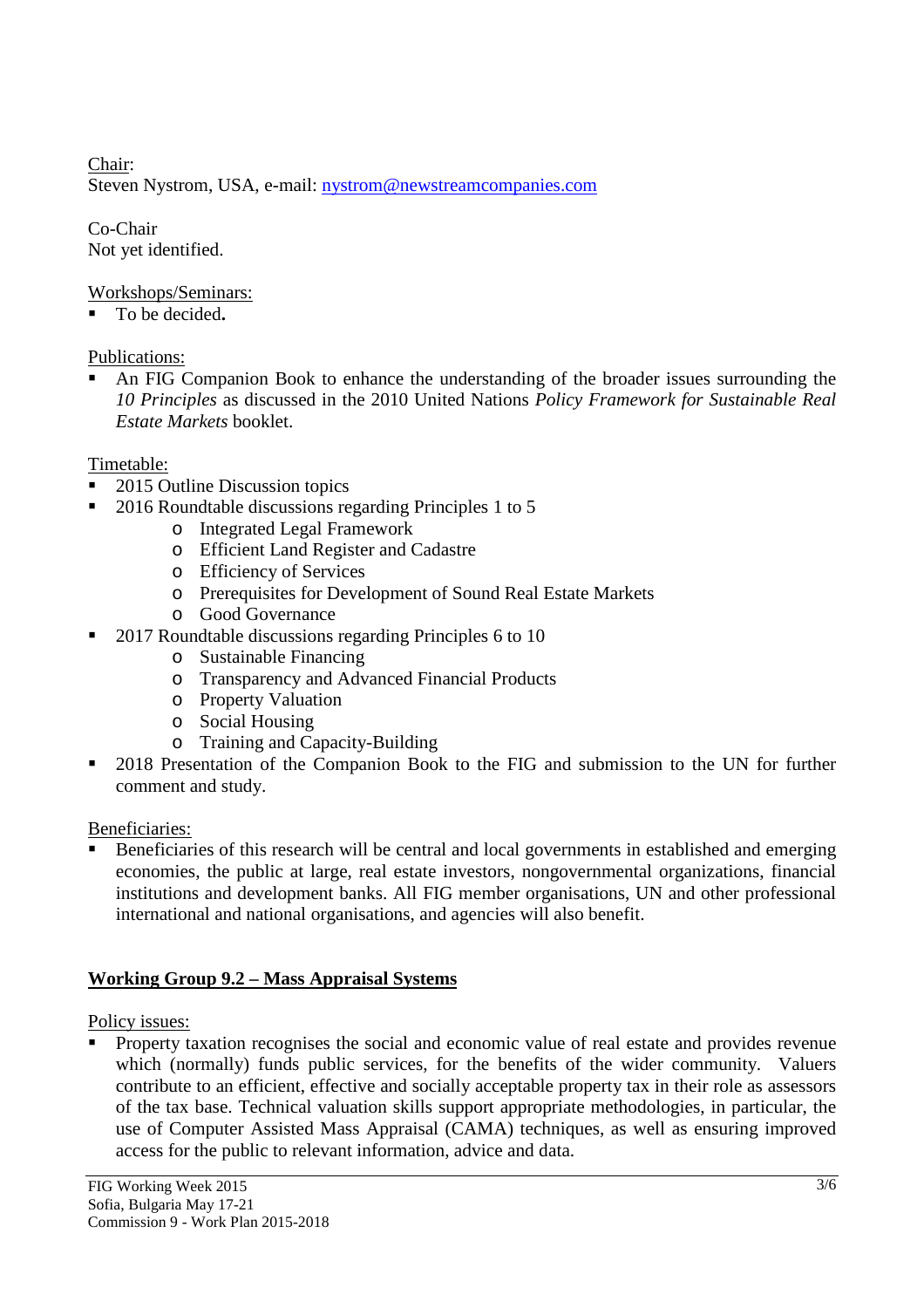Chair:
Steven Nystrom, USA, e-mail: [nystrom@newstreamcompanies.com](mailto:nystrom@newstreamcompanies.com)

Co-Chair
Not yet identified.

Workshops/Seminars:

- To be decided**.**

Publications:

- An FIG Companion Book to enhance the understanding of the broader issues surrounding the *10 Principles* as discussed in the 2010 United Nations *Policy Framework for Sustainable Real Estate Markets* booklet.

Timetable:

- 2015 Outline Discussion topics
- 2016 Roundtable discussions regarding Principles 1 to 5
  - Integrated Legal Framework
  - Efficient Land Register and Cadastre
  - Efficiency of Services
  - Prerequisites for Development of Sound Real Estate Markets
  - Good Governance
- 2017 Roundtable discussions regarding Principles 6 to 10
  - Sustainable Financing
  - Transparency and Advanced Financial Products
  - Property Valuation
  - Social Housing
  - Training and Capacity-Building
- 2018 Presentation of the Companion Book to the FIG and submission to the UN for further comment and study.

Beneficiaries:

- Beneficiaries of this research will be central and local governments in established and emerging economies, the public at large, real estate investors, nongovernmental organizations, financial institutions and development banks. All FIG member organisations, UN and other professional international and national organisations, and agencies will also benefit.

## Working Group 9.2 – Mass Appraisal Systems

Policy issues:

- Property taxation recognises the social and economic value of real estate and provides revenue which (normally) funds public services, for the benefits of the wider community. Valuers contribute to an efficient, effective and socially acceptable property tax in their role as assessors of the tax base. Technical valuation skills support appropriate methodologies, in particular, the use of Computer Assisted Mass Appraisal (CAMA) techniques, as well as ensuring improved access for the public to relevant information, advice and data.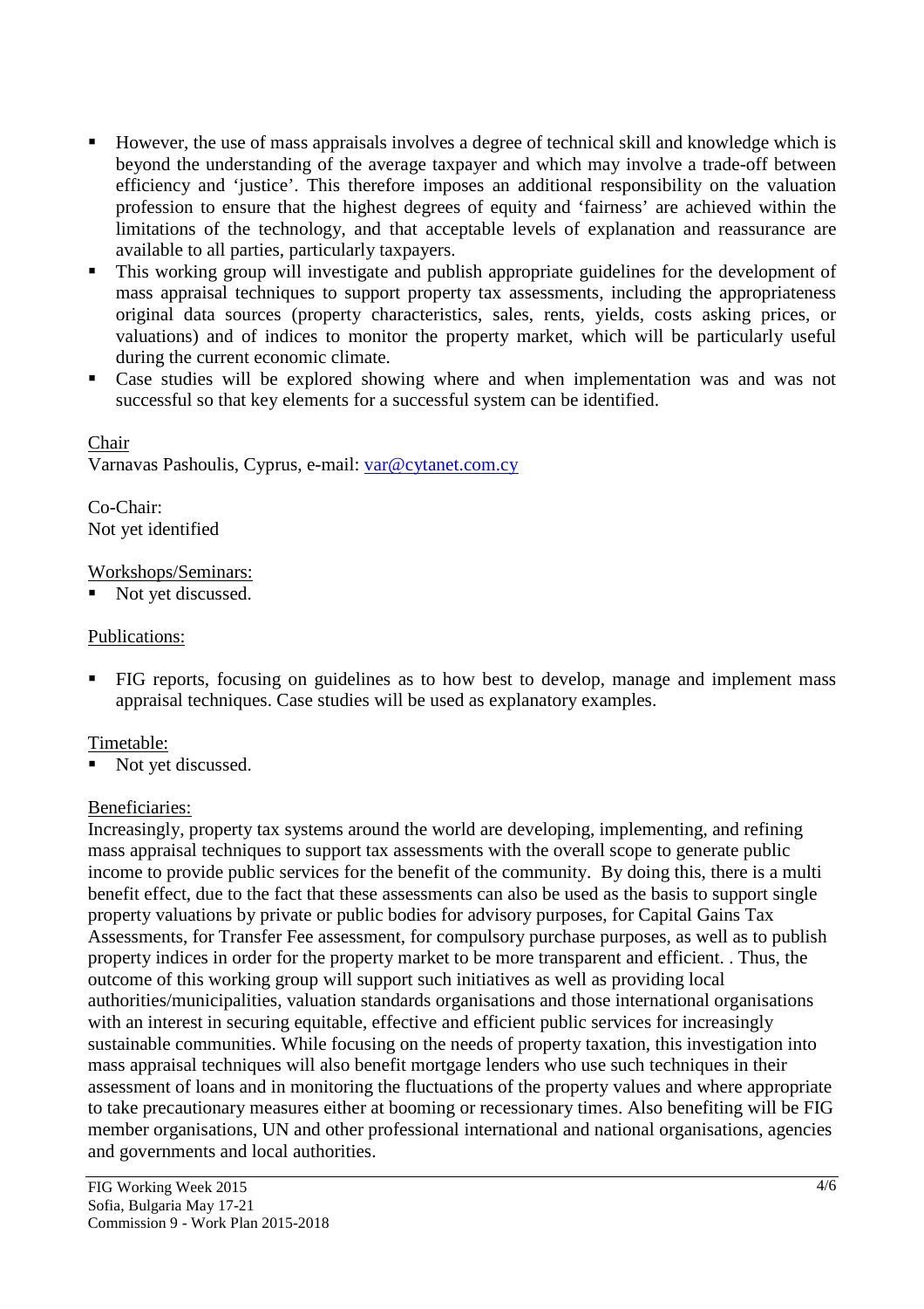- However, the use of mass appraisals involves a degree of technical skill and knowledge which is beyond the understanding of the average taxpayer and which may involve a trade-off between efficiency and 'justice'. This therefore imposes an additional responsibility on the valuation profession to ensure that the highest degrees of equity and 'fairness' are achieved within the limitations of the technology, and that acceptable levels of explanation and reassurance are available to all parties, particularly taxpayers.
- This working group will investigate and publish appropriate guidelines for the development of mass appraisal techniques to support property tax assessments, including the appropriateness original data sources (property characteristics, sales, rents, yields, costs asking prices, or valuations) and of indices to monitor the property market, which will be particularly useful during the current economic climate.
- Case studies will be explored showing where and when implementation was and was not successful so that key elements for a successful system can be identified.

Chair
Varnavas Pashoulis, Cyprus, e-mail: var@cytanet.com.cy

Co-Chair:
Not yet identified

Workshops/Seminars:

- Not yet discussed.

Publications:

- FIG reports, focusing on guidelines as to how best to develop, manage and implement mass appraisal techniques. Case studies will be used as explanatory examples.

Timetable:

- Not yet discussed.

Beneficiaries:
Increasingly, property tax systems around the world are developing, implementing, and refining mass appraisal techniques to support tax assessments with the overall scope to generate public income to provide public services for the benefit of the community. By doing this, there is a multi benefit effect, due to the fact that these assessments can also be used as the basis to support single property valuations by private or public bodies for advisory purposes, for Capital Gains Tax Assessments, for Transfer Fee assessment, for compulsory purchase purposes, as well as to publish property indices in order for the property market to be more transparent and efficient. . Thus, the outcome of this working group will support such initiatives as well as providing local authorities/municipalities, valuation standards organisations and those international organisations with an interest in securing equitable, effective and efficient public services for increasingly sustainable communities. While focusing on the needs of property taxation, this investigation into mass appraisal techniques will also benefit mortgage lenders who use such techniques in their assessment of loans and in monitoring the fluctuations of the property values and where appropriate to take precautionary measures either at booming or recessionary times. Also benefiting will be FIG member organisations, UN and other professional international and national organisations, agencies and governments and local authorities.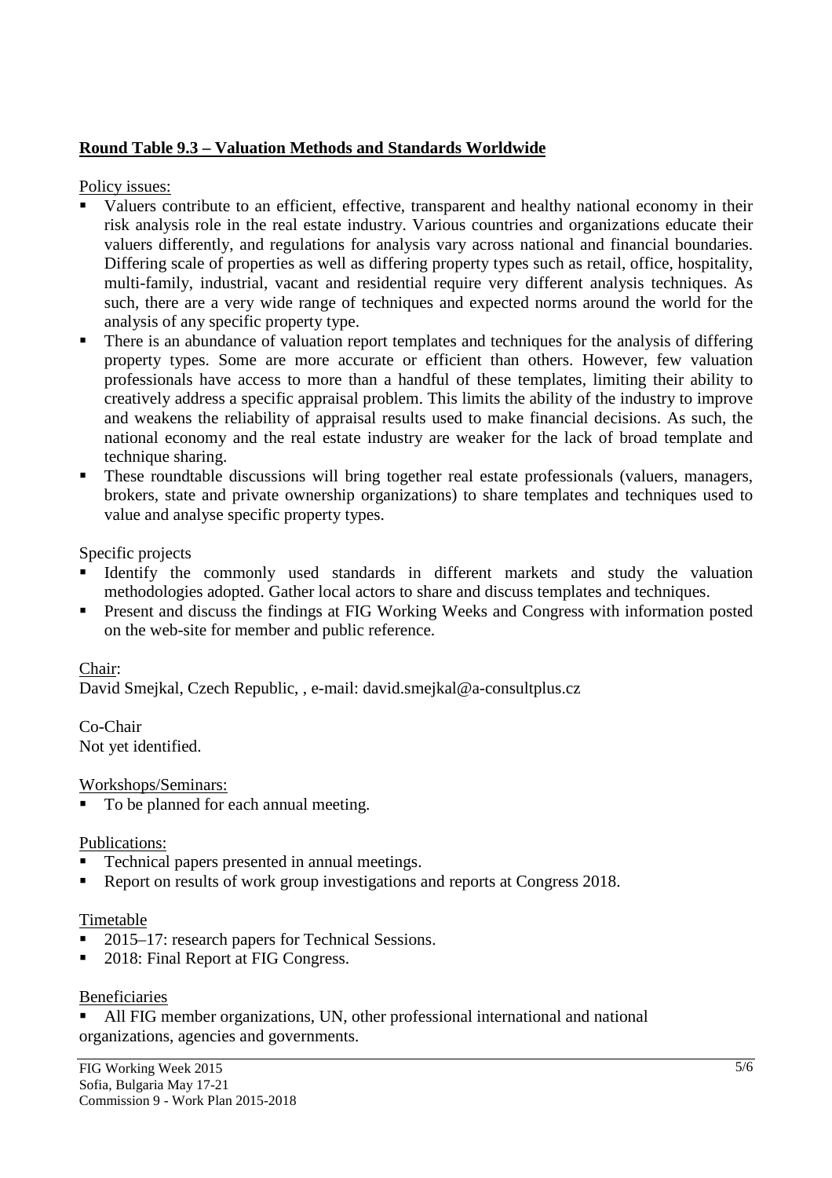## Round Table 9.3 – Valuation Methods and Standards Worldwide

Policy issues:

- Valuers contribute to an efficient, effective, transparent and healthy national economy in their risk analysis role in the real estate industry. Various countries and organizations educate their valuers differently, and regulations for analysis vary across national and financial boundaries. Differing scale of properties as well as differing property types such as retail, office, hospitality, multi-family, industrial, vacant and residential require very different analysis techniques. As such, there are a very wide range of techniques and expected norms around the world for the analysis of any specific property type.
- There is an abundance of valuation report templates and techniques for the analysis of differing property types. Some are more accurate or efficient than others. However, few valuation professionals have access to more than a handful of these templates, limiting their ability to creatively address a specific appraisal problem. This limits the ability of the industry to improve and weakens the reliability of appraisal results used to make financial decisions. As such, the national economy and the real estate industry are weaker for the lack of broad template and technique sharing.
- These roundtable discussions will bring together real estate professionals (valuers, managers, brokers, state and private ownership organizations) to share templates and techniques used to value and analyse specific property types.

Specific projects

- Identify the commonly used standards in different markets and study the valuation methodologies adopted. Gather local actors to share and discuss templates and techniques.
- Present and discuss the findings at FIG Working Weeks and Congress with information posted on the web-site for member and public reference.

Chair:
David Smejkal, Czech Republic, , e-mail: david.smejkal@a-consultplus.cz

Co-Chair
Not yet identified.

Workshops/Seminars:

- To be planned for each annual meeting.

Publications:

- Technical papers presented in annual meetings.
- Report on results of work group investigations and reports at Congress 2018.

Timetable

- 2015–17: research papers for Technical Sessions.
- 2018: Final Report at FIG Congress.

Beneficiaries

- All FIG member organizations, UN, other professional international and national organizations, agencies and governments.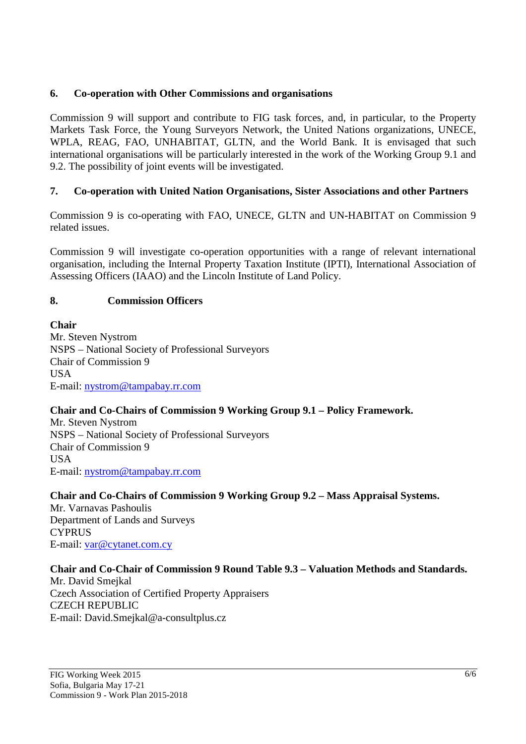## 6. Co-operation with Other Commissions and organisations

Commission 9 will support and contribute to FIG task forces, and, in particular, to the Property Markets Task Force, the Young Surveyors Network, the United Nations organizations, UNECE, WPLA, REAG, FAO, UNHABITAT, GLTN, and the World Bank. It is envisaged that such international organisations will be particularly interested in the work of the Working Group 9.1 and 9.2. The possibility of joint events will be investigated.

## 7. Co-operation with United Nation Organisations, Sister Associations and other Partners

Commission 9 is co-operating with FAO, UNECE, GLTN and UN-HABITAT on Commission 9 related issues.

Commission 9 will investigate co-operation opportunities with a range of relevant international organisation, including the Internal Property Taxation Institute (IPTI), International Association of Assessing Officers (IAAO) and the Lincoln Institute of Land Policy.

## 8. Commission Officers

**Chair**
Mr. Steven Nystrom
NSPS – National Society of Professional Surveyors
Chair of Commission 9
USA
E-mail: nystrom@tampabay.rr.com

**Chair and Co-Chairs of Commission 9 Working Group 9.1 – Policy Framework.**
Mr. Steven Nystrom
NSPS – National Society of Professional Surveyors
Chair of Commission 9
USA
E-mail: nystrom@tampabay.rr.com

**Chair and Co-Chairs of Commission 9 Working Group 9.2 – Mass Appraisal Systems.**
Mr. Varnavas Pashoulis
Department of Lands and Surveys
CYPRUS
E-mail: var@cytanet.com.cy

**Chair and Co-Chair of Commission 9 Round Table 9.3 – Valuation Methods and Standards.**
Mr. David Smejkal
Czech Association of Certified Property Appraisers
CZECH REPUBLIC
E-mail: David.Smejkal@a-consultplus.cz